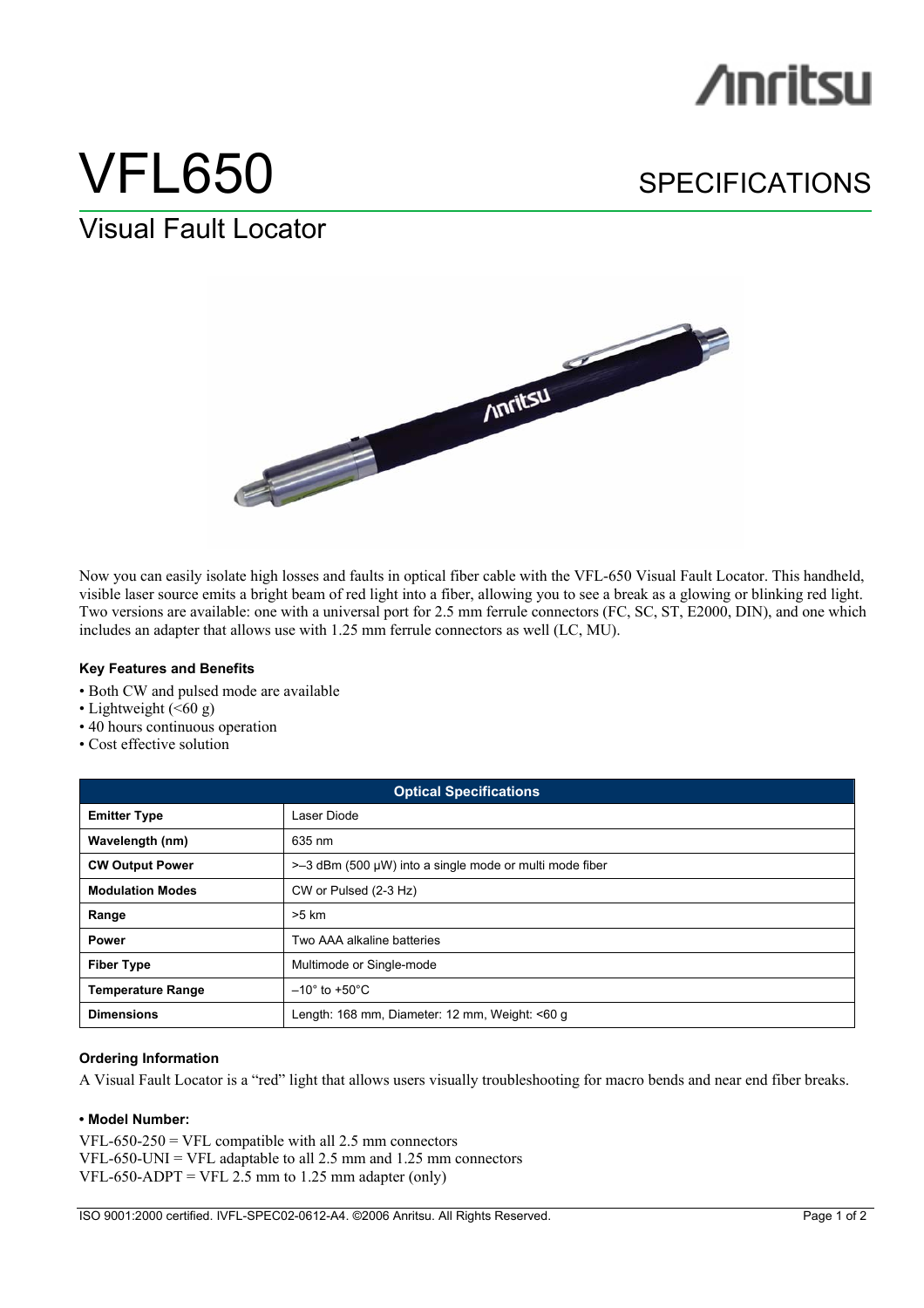# VFL650

## SPECIFICATIONS

## Visual Fault Locator

Now you can easily isolate high losses and faults in optical fiber cable with the VFL-650 Visual Fault Locator. This handheld, visible laser source emits a bright beam of red light into a fiber, allowing you to see a break as a glowing or blinking red light. Two versions are available: one with a universal port for 2.5 mm ferrule connectors (FC, SC, ST, E2000, DIN), and one which includes an adapter that allows use with 1.25 mm ferrule connectors as well (LC, MU).

**Key Features and Benefits**

- Both CW and pulsed mode are available
- Lightweight (<60 g)
- 40 hours continuous operation
- Cost effective solution

| Optical Specifications | |
|---|---|
| **Emitter Type** | Laser Diode |
| **Wavelength (nm)** | 635 nm |
| **CW Output Power** | >–3 dBm (500 μW) into a single mode or multi mode fiber |
| **Modulation Modes** | CW or Pulsed (2-3 Hz) |
| **Range** | >5 km |
| **Power** | Two AAA alkaline batteries |
| **Fiber Type** | Multimode or Single-mode |
| **Temperature Range** | –10° to +50°C |
| **Dimensions** | Length: 168 mm, Diameter: 12 mm, Weight: <60 g |

**Ordering Information**

A Visual Fault Locator is a "red" light that allows users visually troubleshooting for macro bends and near end fiber breaks.

**• Model Number:**

VFL-650-250 = VFL compatible with all 2.5 mm connectors
VFL-650-UNI = VFL adaptable to all 2.5 mm and 1.25 mm connectors
VFL-650-ADPT = VFL 2.5 mm to 1.25 mm adapter (only)

ISO 9001:2000 certified. IVFL-SPEC02-0612-A4. ©2006 Anritsu. All Rights Reserved.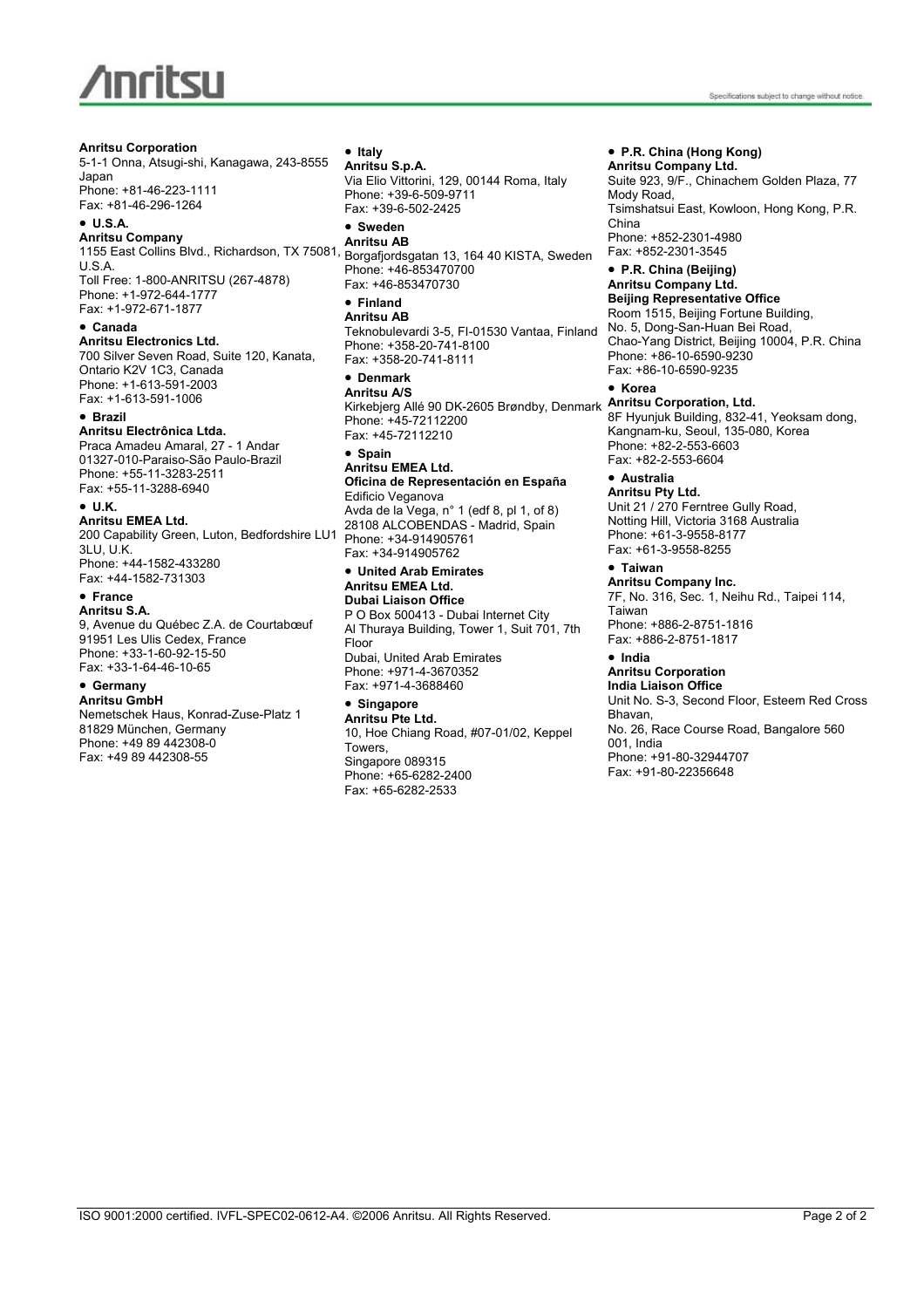Anritsu

Specifications subject to change without notice.

**Anritsu Corporation**
5-1-1 Onna, Atsugi-shi, Kanagawa, 243-8555 Japan
Phone: +81-46-223-1111
Fax: +81-46-296-1264

- **U.S.A.**

**Anritsu Company**
1155 East Collins Blvd., Richardson, TX 75081, U.S.A.
Toll Free: 1-800-ANRITSU (267-4878)
Phone: +1-972-644-1777
Fax: +1-972-671-1877

- **Canada**

**Anritsu Electronics Ltd.**
700 Silver Seven Road, Suite 120, Kanata, Ontario K2V 1C3, Canada
Phone: +1-613-591-2003
Fax: +1-613-591-1006

- **Brazil**

**Anritsu Electrônica Ltda.**
Praca Amadeu Amaral, 27 - 1 Andar
01327-010-Paraiso-São Paulo-Brazil
Phone: +55-11-3283-2511
Fax: +55-11-3288-6940

- **U.K.**

**Anritsu EMEA Ltd.**
200 Capability Green, Luton, Bedfordshire LU1 3LU, U.K.
Phone: +44-1582-433280
Fax: +44-1582-731303

- **France**

**Anritsu S.A.**
9, Avenue du Québec Z.A. de Courtabœuf
91951 Les Ulis Cedex, France
Phone: +33-1-60-92-15-50
Fax: +33-1-64-46-10-65

- **Germany**

**Anritsu GmbH**
Nemetschek Haus, Konrad-Zuse-Platz 1
81829 München, Germany
Phone: +49 89 442308-0
Fax: +49 89 442308-55

- **Italy**

**Anritsu S.p.A.**
Via Elio Vittorini, 129, 00144 Roma, Italy
Phone: +39-6-509-9711
Fax: +39-6-502-2425

- **Sweden**

**Anritsu AB**
Borgafjordsgatan 13, 164 40 KISTA, Sweden
Phone: +46-853470700
Fax: +46-853470730

- **Finland**

**Anritsu AB**
Teknobulevardi 3-5, FI-01530 Vantaa, Finland
Phone: +358-20-741-8100
Fax: +358-20-741-8111

- **Denmark**

**Anritsu A/S**
Kirkebjerg Allé 90 DK-2605 Brøndby, Denmark
Phone: +45-72112200
Fax: +45-72112210

- **Spain**

**Anritsu EMEA Ltd.**
**Oficina de Representación en España**
Edificio Veganova
Avda de la Vega, n° 1 (edf 8, pl 1, of 8)
28108 ALCOBENDAS - Madrid, Spain
Phone: +34-914905761
Fax: +34-914905762

- **United Arab Emirates**

**Anritsu EMEA Ltd.**
**Dubai Liaison Office**
P O Box 500413 - Dubai Internet City
Al Thuraya Building, Tower 1, Suit 701, 7th Floor
Dubai, United Arab Emirates
Phone: +971-4-3670352
Fax: +971-4-3688460

- **Singapore**

**Anritsu Pte Ltd.**
10, Hoe Chiang Road, #07-01/02, Keppel Towers,
Singapore 089315
Phone: +65-6282-2400
Fax: +65-6282-2533

- **P.R. China (Hong Kong)**

**Anritsu Company Ltd.**
Suite 923, 9/F., Chinachem Golden Plaza, 77 Mody Road,
Tsimshatsui East, Kowloon, Hong Kong, P.R. China
Phone: +852-2301-4980
Fax: +852-2301-3545

- **P.R. China (Beijing)**

**Anritsu Company Ltd.**
**Beijing Representative Office**
Room 1515, Beijing Fortune Building,
No. 5, Dong-San-Huan Bei Road,
Chao-Yang District, Beijing 10004, P.R. China
Phone: +86-10-6590-9230
Fax: +86-10-6590-9235

- **Korea**

**Anritsu Corporation, Ltd.**
8F Hyunjuk Building, 832-41, Yeoksam dong,
Kangnam-ku, Seoul, 135-080, Korea
Phone: +82-2-553-6603
Fax: +82-2-553-6604

- **Australia**

**Anritsu Pty Ltd.**
Unit 21 / 270 Ferntree Gully Road,
Notting Hill, Victoria 3168 Australia
Phone: +61-3-9558-8177
Fax: +61-3-9558-8255

- **Taiwan**

**Anritsu Company Inc.**
7F, No. 316, Sec. 1, Neihu Rd., Taipei 114, Taiwan
Phone: +886-2-8751-1816
Fax: +886-2-8751-1817

- **India**

**Anritsu Corporation**
**India Liaison Office**
Unit No. S-3, Second Floor, Esteem Red Cross Bhavan,
No. 26, Race Course Road, Bangalore 560 001, India
Phone: +91-80-32944707
Fax: +91-80-22356648

ISO 9001:2000 certified. IVFL-SPEC02-0612-A4. ©2006 Anritsu. All Rights Reserved.